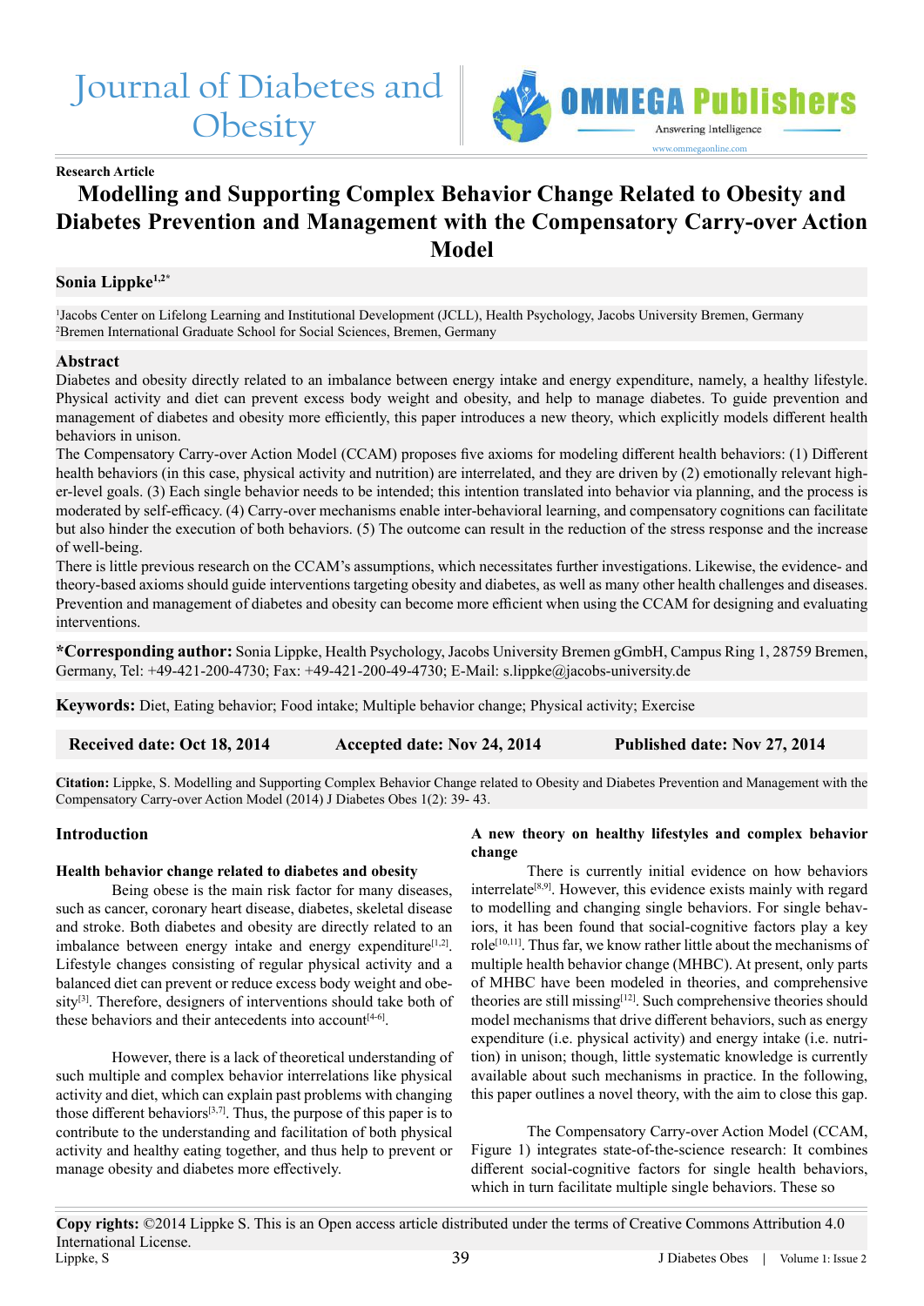Journal of Diabetes and Obesity

**Research Article**

# Modelling and Supporting Complex Behavior Change Related to Obesity and Diabetes Prevention and Management with the Compensatory Carry-over Action Model

**Sonia Lippke[1,2*]**

[1]Jacobs Center on Lifelong Learning and Institutional Development (JCLL), Health Psychology, Jacobs University Bremen, Germany
[2]Bremen International Graduate School for Social Sciences, Bremen, Germany

## Abstract

Diabetes and obesity directly related to an imbalance between energy intake and energy expenditure, namely, a healthy lifestyle. Physical activity and diet can prevent excess body weight and obesity, and help to manage diabetes. To guide prevention and management of diabetes and obesity more efficiently, this paper introduces a new theory, which explicitly models different health behaviors in unison.

The Compensatory Carry-over Action Model (CCAM) proposes five axioms for modeling different health behaviors: (1) Different health behaviors (in this case, physical activity and nutrition) are interrelated, and they are driven by (2) emotionally relevant higher-level goals. (3) Each single behavior needs to be intended; this intention translated into behavior via planning, and the process is moderated by self-efficacy. (4) Carry-over mechanisms enable inter-behavioral learning, and compensatory cognitions can facilitate but also hinder the execution of both behaviors. (5) The outcome can result in the reduction of the stress response and the increase of well-being.

There is little previous research on the CCAM's assumptions, which necessitates further investigations. Likewise, the evidence- and theory-based axioms should guide interventions targeting obesity and diabetes, as well as many other health challenges and diseases. Prevention and management of diabetes and obesity can become more efficient when using the CCAM for designing and evaluating interventions.

**\*Corresponding author:** Sonia Lippke, Health Psychology, Jacobs University Bremen gGmbH, Campus Ring 1, 28759 Bremen, Germany, Tel: +49-421-200-4730; Fax: +49-421-200-49-4730; E-Mail: s.lippke@jacobs-university.de

**Keywords:** Diet, Eating behavior; Food intake; Multiple behavior change; Physical activity; Exercise

**Received date: Oct 18, 2014** | **Accepted date: Nov 24, 2014** | **Published date: Nov 27, 2014**

**Citation:** Lippke, S. Modelling and Supporting Complex Behavior Change related to Obesity and Diabetes Prevention and Management with the Compensatory Carry-over Action Model (2014) J Diabetes Obes 1(2): 39- 43.

## Introduction

### Health behavior change related to diabetes and obesity

Being obese is the main risk factor for many diseases, such as cancer, coronary heart disease, diabetes, skeletal disease and stroke. Both diabetes and obesity are directly related to an imbalance between energy intake and energy expenditure[1,2]. Lifestyle changes consisting of regular physical activity and a balanced diet can prevent or reduce excess body weight and obesity[3]. Therefore, designers of interventions should take both of these behaviors and their antecedents into account[4-6].

However, there is a lack of theoretical understanding of such multiple and complex behavior interrelations like physical activity and diet, which can explain past problems with changing those different behaviors[3,7]. Thus, the purpose of this paper is to contribute to the understanding and facilitation of both physical activity and healthy eating together, and thus help to prevent or manage obesity and diabetes more effectively.

### A new theory on healthy lifestyles and complex behavior change

There is currently initial evidence on how behaviors interrelate[8,9]. However, this evidence exists mainly with regard to modelling and changing single behaviors. For single behaviors, it has been found that social-cognitive factors play a key role[10,11]. Thus far, we know rather little about the mechanisms of multiple health behavior change (MHBC). At present, only parts of MHBC have been modeled in theories, and comprehensive theories are still missing[12]. Such comprehensive theories should model mechanisms that drive different behaviors, such as energy expenditure (i.e. physical activity) and energy intake (i.e. nutrition) in unison; though, little systematic knowledge is currently available about such mechanisms in practice. In the following, this paper outlines a novel theory, with the aim to close this gap.

The Compensatory Carry-over Action Model (CCAM, Figure 1) integrates state-of-the-science research: It combines different social-cognitive factors for single health behaviors, which in turn facilitate multiple single behaviors. These so

**Copy rights:** ©2014 Lippke S. This is an Open access article distributed under the terms of Creative Commons Attribution 4.0 International License.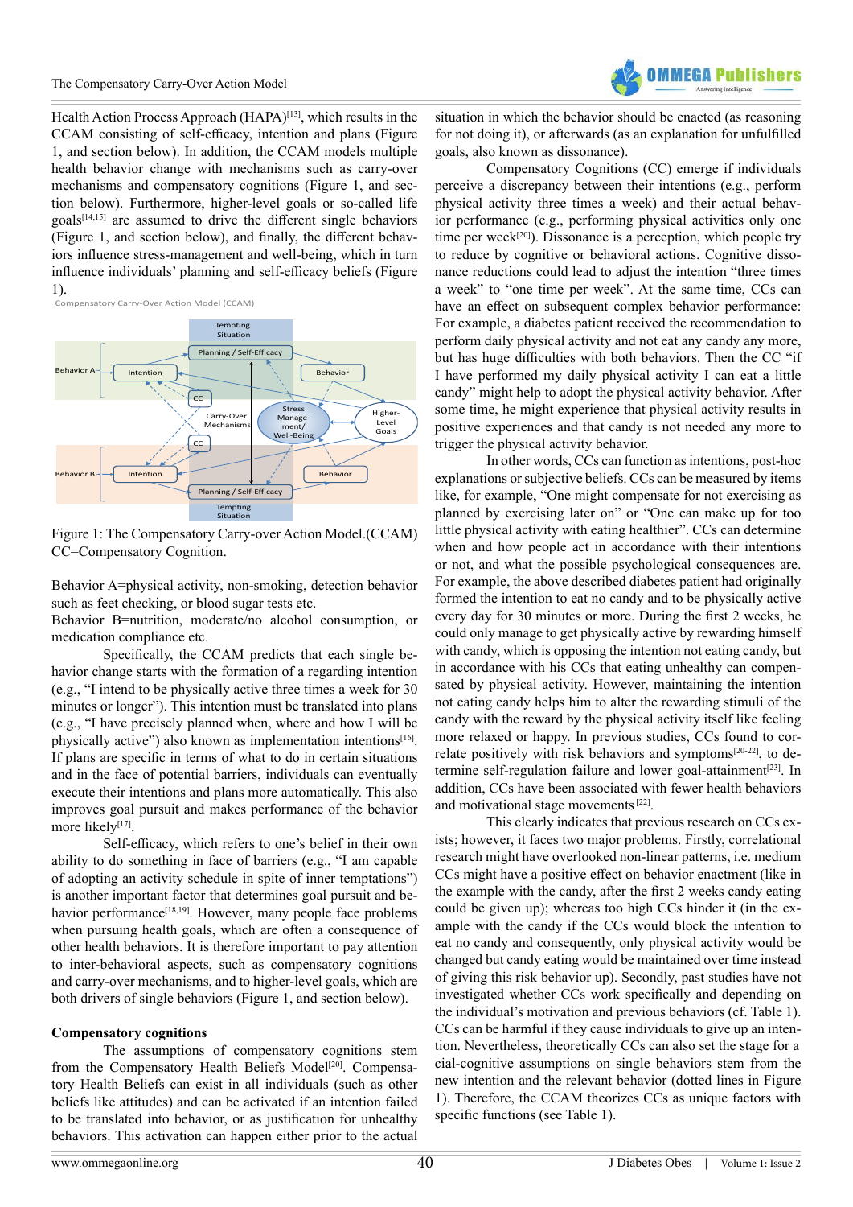Health Action Process Approach (HAPA)[13], which results in the CCAM consisting of self-efficacy, intention and plans (Figure 1, and section below). In addition, the CCAM models multiple health behavior change with mechanisms such as carry-over mechanisms and compensatory cognitions (Figure 1, and section below). Furthermore, higher-level goals or so-called life goals[14,15] are assumed to drive the different single behaviors (Figure 1, and section below), and finally, the different behaviors influence stress-management and well-being, which in turn influence individuals' planning and self-efficacy beliefs (Figure 1).

Compensatory Carry-Over Action Model (CCAM)

Tempting Situation
Planning / Self-Efficacy
Behavior A
Intention
Behavior
CC
Carry-Over Mechanisms
Stress Manage-ment/ Well-Being
Higher-Level Goals
CC
Behavior B
Intention
Behavior
Planning / Self-Efficacy
Tempting Situation

Figure 1: The Compensatory Carry-over Action Model.(CCAM) CC=Compensatory Cognition.

Behavior A=physical activity, non-smoking, detection behavior such as feet checking, or blood sugar tests etc.
Behavior B=nutrition, moderate/no alcohol consumption, or medication compliance etc.

Specifically, the CCAM predicts that each single behavior change starts with the formation of a regarding intention (e.g., "I intend to be physically active three times a week for 30 minutes or longer"). This intention must be translated into plans (e.g., "I have precisely planned when, where and how I will be physically active") also known as implementation intentions[16]. If plans are specific in terms of what to do in certain situations and in the face of potential barriers, individuals can eventually execute their intentions and plans more automatically. This also improves goal pursuit and makes performance of the behavior more likely[17].

Self-efficacy, which refers to one's belief in their own ability to do something in face of barriers (e.g., "I am capable of adopting an activity schedule in spite of inner temptations") is another important factor that determines goal pursuit and behavior performance[18,19]. However, many people face problems when pursuing health goals, which are often a consequence of other health behaviors. It is therefore important to pay attention to inter-behavioral aspects, such as compensatory cognitions and carry-over mechanisms, and to higher-level goals, which are both drivers of single behaviors (Figure 1, and section below).

**Compensatory cognitions**

The assumptions of compensatory cognitions stem from the Compensatory Health Beliefs Model[20]. Compensatory Health Beliefs can exist in all individuals (such as other beliefs like attitudes) and can be activated if an intention failed to be translated into behavior, or as justification for unhealthy behaviors. This activation can happen either prior to the actual situation in which the behavior should be enacted (as reasoning for not doing it), or afterwards (as an explanation for unfulfilled goals, also known as dissonance).

Compensatory Cognitions (CC) emerge if individuals perceive a discrepancy between their intentions (e.g., perform physical activity three times a week) and their actual behavior performance (e.g., performing physical activities only one time per week[20]). Dissonance is a perception, which people try to reduce by cognitive or behavioral actions. Cognitive dissonance reductions could lead to adjust the intention "three times a week" to "one time per week". At the same time, CCs can have an effect on subsequent complex behavior performance: For example, a diabetes patient received the recommendation to perform daily physical activity and not eat any candy any more, but has huge difficulties with both behaviors. Then the CC "if I have performed my daily physical activity I can eat a little candy" might help to adopt the physical activity behavior. After some time, he might experience that physical activity results in positive experiences and that candy is not needed any more to trigger the physical activity behavior.

In other words, CCs can function as intentions, post-hoc explanations or subjective beliefs. CCs can be measured by items like, for example, "One might compensate for not exercising as planned by exercising later on" or "One can make up for too little physical activity with eating healthier". CCs can determine when and how people act in accordance with their intentions or not, and what the possible psychological consequences are. For example, the above described diabetes patient had originally formed the intention to eat no candy and to be physically active every day for 30 minutes or more. During the first 2 weeks, he could only manage to get physically active by rewarding himself with candy, which is opposing the intention not eating candy, but in accordance with his CCs that eating unhealthy can compensated by physical activity. However, maintaining the intention not eating candy helps him to alter the rewarding stimuli of the candy with the reward by the physical activity itself like feeling more relaxed or happy. In previous studies, CCs found to correlate positively with risk behaviors and symptoms[20-22], to determine self-regulation failure and lower goal-attainment[23]. In addition, CCs have been associated with fewer health behaviors and motivational stage movements[22].

This clearly indicates that previous research on CCs exists; however, it faces two major problems. Firstly, correlational research might have overlooked non-linear patterns, i.e. medium CCs might have a positive effect on behavior enactment (like in the example with the candy, after the first 2 weeks candy eating could be given up); whereas too high CCs hinder it (in the example with the candy if the CCs would block the intention to eat no candy and consequently, only physical activity would be changed but candy eating would be maintained over time instead of giving this risk behavior up). Secondly, past studies have not investigated whether CCs work specifically and depending on the individual's motivation and previous behaviors (cf. Table 1). CCs can be harmful if they cause individuals to give up an intention. Nevertheless, theoretically CCs can also set the stage for a cial-cognitive assumptions on single behaviors stem from the new intention and the relevant behavior (dotted lines in Figure 1). Therefore, the CCAM theorizes CCs as unique factors with specific functions (see Table 1).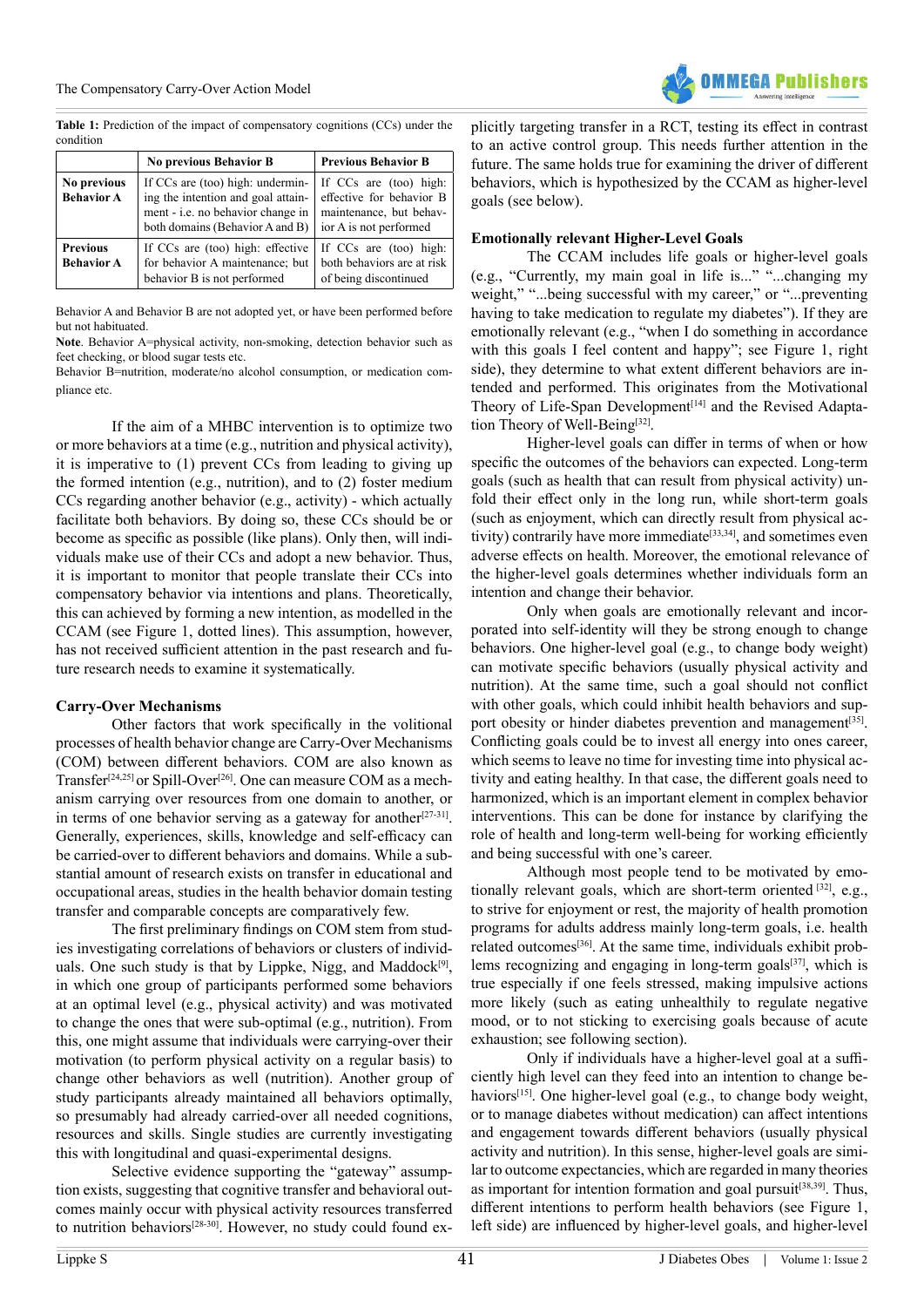**Table 1:** Prediction of the impact of compensatory cognitions (CCs) under the condition

| | No previous Behavior B | Previous Behavior B |
|---|---|---|
| **No previous Behavior A** | If CCs are (too) high: undermining the intention and goal attainment - i.e. no behavior change in both domains (Behavior A and B) | If CCs are (too) high: effective for behavior B maintenance, but behavior A is not performed |
| **Previous Behavior A** | If CCs are (too) high: effective for behavior A maintenance; but behavior B is not performed | If CCs are (too) high: both behaviors are at risk of being discontinued |

Behavior A and Behavior B are not adopted yet, or have been performed before but not habituated.

**Note**. Behavior A=physical activity, non-smoking, detection behavior such as feet checking, or blood sugar tests etc.

Behavior B=nutrition, moderate/no alcohol consumption, or medication compliance etc.

If the aim of a MHBC intervention is to optimize two or more behaviors at a time (e.g., nutrition and physical activity), it is imperative to (1) prevent CCs from leading to giving up the formed intention (e.g., nutrition), and to (2) foster medium CCs regarding another behavior (e.g., activity) - which actually facilitate both behaviors. By doing so, these CCs should be or become as specific as possible (like plans). Only then, will individuals make use of their CCs and adopt a new behavior. Thus, it is important to monitor that people translate their CCs into compensatory behavior via intentions and plans. Theoretically, this can achieved by forming a new intention, as modelled in the CCAM (see Figure 1, dotted lines). This assumption, however, has not received sufficient attention in the past research and future research needs to examine it systematically.

### Carry-Over Mechanisms

Other factors that work specifically in the volitional processes of health behavior change are Carry-Over Mechanisms (COM) between different behaviors. COM are also known as Transfer[24,25] or Spill-Over[26]. One can measure COM as a mechanism carrying over resources from one domain to another, or in terms of one behavior serving as a gateway for another[27-31]. Generally, experiences, skills, knowledge and self-efficacy can be carried-over to different behaviors and domains. While a substantial amount of research exists on transfer in educational and occupational areas, studies in the health behavior domain testing transfer and comparable concepts are comparatively few.

The first preliminary findings on COM stem from studies investigating correlations of behaviors or clusters of individuals. One such study is that by Lippke, Nigg, and Maddock[9], in which one group of participants performed some behaviors at an optimal level (e.g., physical activity) and was motivated to change the ones that were sub-optimal (e.g., nutrition). From this, one might assume that individuals were carrying-over their motivation (to perform physical activity on a regular basis) to change other behaviors as well (nutrition). Another group of study participants already maintained all behaviors optimally, so presumably had already carried-over all needed cognitions, resources and skills. Single studies are currently investigating this with longitudinal and quasi-experimental designs.

Selective evidence supporting the "gateway" assumption exists, suggesting that cognitive transfer and behavioral outcomes mainly occur with physical activity resources transferred to nutrition behaviors[28-30]. However, no study could found explicitly targeting transfer in a RCT, testing its effect in contrast to an active control group. This needs further attention in the future. The same holds true for examining the driver of different behaviors, which is hypothesized by the CCAM as higher-level goals (see below).

### Emotionally relevant Higher-Level Goals

The CCAM includes life goals or higher-level goals (e.g., "Currently, my main goal in life is..." "...changing my weight," "...being successful with my career," or "...preventing having to take medication to regulate my diabetes"). If they are emotionally relevant (e.g., "when I do something in accordance with this goals I feel content and happy"; see Figure 1, right side), they determine to what extent different behaviors are intended and performed. This originates from the Motivational Theory of Life-Span Development[14] and the Revised Adaptation Theory of Well-Being[32].

Higher-level goals can differ in terms of when or how specific the outcomes of the behaviors can expected. Long-term goals (such as health that can result from physical activity) unfold their effect only in the long run, while short-term goals (such as enjoyment, which can directly result from physical activity) contrarily have more immediate[33,34], and sometimes even adverse effects on health. Moreover, the emotional relevance of the higher-level goals determines whether individuals form an intention and change their behavior.

Only when goals are emotionally relevant and incorporated into self-identity will they be strong enough to change behaviors. One higher-level goal (e.g., to change body weight) can motivate specific behaviors (usually physical activity and nutrition). At the same time, such a goal should not conflict with other goals, which could inhibit health behaviors and support obesity or hinder diabetes prevention and management[35]. Conflicting goals could be to invest all energy into ones career, which seems to leave no time for investing time into physical activity and eating healthy. In that case, the different goals need to harmonized, which is an important element in complex behavior interventions. This can be done for instance by clarifying the role of health and long-term well-being for working efficiently and being successful with one's career.

Although most people tend to be motivated by emotionally relevant goals, which are short-term oriented [32], e.g., to strive for enjoyment or rest, the majority of health promotion programs for adults address mainly long-term goals, i.e. health related outcomes[36]. At the same time, individuals exhibit problems recognizing and engaging in long-term goals[37], which is true especially if one feels stressed, making impulsive actions more likely (such as eating unhealthily to regulate negative mood, or to not sticking to exercising goals because of acute exhaustion; see following section).

Only if individuals have a higher-level goal at a sufficiently high level can they feed into an intention to change behaviors[15]. One higher-level goal (e.g., to change body weight, or to manage diabetes without medication) can affect intentions and engagement towards different behaviors (usually physical activity and nutrition). In this sense, higher-level goals are similar to outcome expectancies, which are regarded in many theories as important for intention formation and goal pursuit[38,39]. Thus, different intentions to perform health behaviors (see Figure 1, left side) are influenced by higher-level goals, and higher-level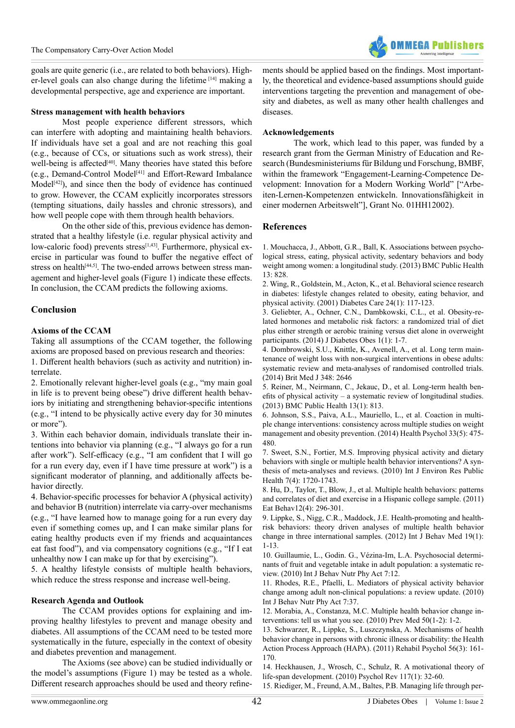goals are quite generic (i.e., are related to both behaviors). Higher-level goals can also change during the lifetime [14] making a developmental perspective, age and experience are important.

**Stress management with health behaviors**

Most people experience different stressors, which can interfere with adopting and maintaining health behaviors. If individuals have set a goal and are not reaching this goal (e.g., because of CCs, or situations such as work stress), their well-being is affected[40]. Many theories have stated this before (e.g., Demand-Control Model[41] and Effort-Reward Imbalance Model[42]), and since then the body of evidence has continued to grow. However, the CCAM explicitly incorporates stressors (tempting situations, daily hassles and chronic stressors), and how well people cope with them through health behaviors.

On the other side of this, previous evidence has demonstrated that a healthy lifestyle (i.e. regular physical activity and low-caloric food) prevents stress[1,43]. Furthermore, physical exercise in particular was found to buffer the negative effect of stress on health[44,5]. The two-ended arrows between stress management and higher-level goals (Figure 1) indicate these effects. In conclusion, the CCAM predicts the following axioms.

## Conclusion

**Axioms of the CCAM**

Taking all assumptions of the CCAM together, the following axioms are proposed based on previous research and theories:

1. Different health behaviors (such as activity and nutrition) interrelate.
2. Emotionally relevant higher-level goals (e.g., "my main goal in life is to prevent being obese") drive different health behaviors by initiating and strengthening behavior-specific intentions (e.g., "I intend to be physically active every day for 30 minutes or more").
3. Within each behavior domain, individuals translate their intentions into behavior via planning (e.g., "I always go for a run after work"). Self-efficacy (e.g., "I am confident that I will go for a run every day, even if I have time pressure at work") is a significant moderator of planning, and additionally affects behavior directly.
4. Behavior-specific processes for behavior A (physical activity) and behavior B (nutrition) interrelate via carry-over mechanisms (e.g., "I have learned how to manage going for a run every day even if something comes up, and I can make similar plans for eating healthy products even if my friends and acquaintances eat fast food"), and via compensatory cognitions (e.g., "If I eat unhealthy now I can make up for that by exercising").
5. A healthy lifestyle consists of multiple health behaviors, which reduce the stress response and increase well-being.

**Research Agenda and Outlook**

The CCAM provides options for explaining and improving healthy lifestyles to prevent and manage obesity and diabetes. All assumptions of the CCAM need to be tested more systematically in the future, especially in the context of obesity and diabetes prevention and management.

The Axioms (see above) can be studied individually or the model's assumptions (Figure 1) may be tested as a whole. Different research approaches should be used and theory refinements should be applied based on the findings. Most importantly, the theoretical and evidence-based assumptions should guide interventions targeting the prevention and management of obesity and diabetes, as well as many other health challenges and diseases.

**Acknowledgements**

The work, which lead to this paper, was funded by a research grant from the German Ministry of Education and Research (Bundesministeriums für Bildung und Forschung, BMBF, within the framework "Engagement-Learning-Competence Development: Innovation for a Modern Working World" ["Arbeiten-Lernen-Kompetenzen entwickeln. Innovationsfähigkeit in einer modernen Arbeitswelt"], Grant No. 01HH12002).

## References

1. Mouchacca, J., Abbott, G.R., Ball, K. Associations between psychological stress, eating, physical activity, sedentary behaviors and body weight among women: a longitudinal study. (2013) BMC Public Health 13: 828.
2. Wing, R., Goldstein, M., Acton, K., et al. Behavioral science research in diabetes: lifestyle changes related to obesity, eating behavior, and physical activity. (2001) Diabetes Care 24(1): 117-123.
3. Geliebter, A., Ochner, C.N., Dambkowski, C.L., et al. Obesity-related hormones and metabolic risk factors: a randomized trial of diet plus either strength or aerobic training versus diet alone in overweight participants. (2014) J Diabetes Obes 1(1): 1-7.
4. Dombrowski, S.U., Knittle, K., Avenell, A., et al. Long term maintenance of weight loss with non-surgical interventions in obese adults: systematic review and meta-analyses of randomised controlled trials. (2014) Brit Med J 348: 2646
5. Reiner, M., Neirmann, C., Jekauc, D., et al. Long-term health benefits of physical activity – a systematic review of longitudinal studies. (2013) BMC Public Health 13(1): 813.
6. Johnson, S.S., Paiva, A.L., Mauriello, L., et al. Coaction in multiple change interventions: consistency across multiple studies on weight management and obesity prevention. (2014) Health Psychol 33(5): 475-480.
7. Sweet, S.N., Fortier, M.S. Improving physical activity and dietary behaviors with single or multiple health behavior interventions? A synthesis of meta-analyses and reviews. (2010) Int J Environ Res Public Health 7(4): 1720-1743.
8. Hu, D., Taylor, T., Blow, J., et al. Multiple health behaviors: patterns and correlates of diet and exercise in a Hispanic college sample. (2011) Eat Behav12(4): 296-301.
9. Lippke, S., Nigg, C.R., Maddock, J.E. Health-promoting and health-risk behaviors: theory driven analyses of multiple health behavior change in three international samples. (2012) Int J Behav Med 19(1): 1-13.
10. Guillaumie, L., Godin. G., Vézina-Im, L.A. Psychosocial determinants of fruit and vegetable intake in adult population: a systematic review. (2010) Int J Behav Nutr Phy Act 7:12.
11. Rhodes, R.E., Pfaelli, L. Mediators of physical activity behavior change among adult non-clinical populations: a review update. (2010) Int J Behav Nutr Phy Act 7:37.
12. Morabia, A., Constanza, M.C. Multiple health behavior change interventions: tell us what you see. (2010) Prev Med 50(1-2): 1-2.
13. Schwarzer, R., Lippke, S., Luszczynska, A. Mechanisms of health behavior change in persons with chronic illness or disability: the Health Action Process Approach (HAPA). (2011) Rehabil Psychol 56(3): 161-170.
14. Heckhausen, J., Wrosch, C., Schulz, R. A motivational theory of life-span development. (2010) Psychol Rev 117(1): 32-60.
15. Riediger, M., Freund, A.M., Baltes, P.B. Managing life through per-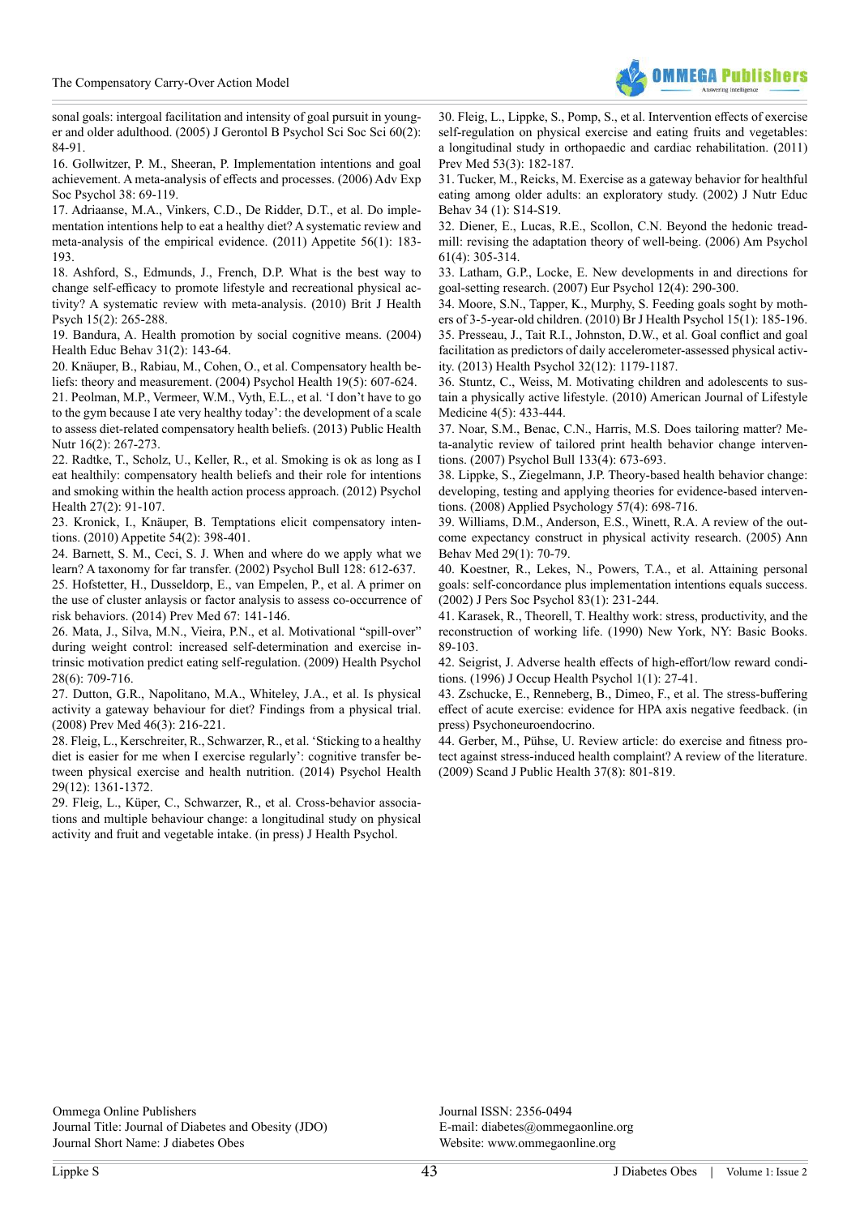sonal goals: intergoal facilitation and intensity of goal pursuit in younger and older adulthood. (2005) J Gerontol B Psychol Sci Soc Sci 60(2): 84-91.

16. Gollwitzer, P. M., Sheeran, P. Implementation intentions and goal achievement. A meta-analysis of effects and processes. (2006) Adv Exp Soc Psychol 38: 69-119.

17. Adriaanse, M.A., Vinkers, C.D., De Ridder, D.T., et al. Do implementation intentions help to eat a healthy diet? A systematic review and meta-analysis of the empirical evidence. (2011) Appetite 56(1): 183-193.

18. Ashford, S., Edmunds, J., French, D.P. What is the best way to change self-efficacy to promote lifestyle and recreational physical activity? A systematic review with meta-analysis. (2010) Brit J Health Psych 15(2): 265-288.

19. Bandura, A. Health promotion by social cognitive means. (2004) Health Educ Behav 31(2): 143-64.

20. Knäuper, B., Rabiau, M., Cohen, O., et al. Compensatory health beliefs: theory and measurement. (2004) Psychol Health 19(5): 607-624.

21. Peolman, M.P., Vermeer, W.M., Vyth, E.L., et al. 'I don't have to go to the gym because I ate very healthy today': the development of a scale to assess diet-related compensatory health beliefs. (2013) Public Health Nutr 16(2): 267-273.

22. Radtke, T., Scholz, U., Keller, R., et al. Smoking is ok as long as I eat healthily: compensatory health beliefs and their role for intentions and smoking within the health action process approach. (2012) Psychol Health 27(2): 91-107.

23. Kronick, I., Knäuper, B. Temptations elicit compensatory intentions. (2010) Appetite 54(2): 398-401.

24. Barnett, S. M., Ceci, S. J. When and where do we apply what we learn? A taxonomy for far transfer. (2002) Psychol Bull 128: 612-637.

25. Hofstetter, H., Dusseldorp, E., van Empelen, P., et al. A primer on the use of cluster anlaysis or factor analysis to assess co-occurrence of risk behaviors. (2014) Prev Med 67: 141-146.

26. Mata, J., Silva, M.N., Vieira, P.N., et al. Motivational "spill-over" during weight control: increased self-determination and exercise intrinsic motivation predict eating self-regulation. (2009) Health Psychol 28(6): 709-716.

27. Dutton, G.R., Napolitano, M.A., Whiteley, J.A., et al. Is physical activity a gateway behaviour for diet? Findings from a physical trial. (2008) Prev Med 46(3): 216-221.

28. Fleig, L., Kerschreiter, R., Schwarzer, R., et al. 'Sticking to a healthy diet is easier for me when I exercise regularly': cognitive transfer between physical exercise and health nutrition. (2014) Psychol Health 29(12): 1361-1372.

29. Fleig, L., Küper, C., Schwarzer, R., et al. Cross-behavior associations and multiple behaviour change: a longitudinal study on physical activity and fruit and vegetable intake. (in press) J Health Psychol.

30. Fleig, L., Lippke, S., Pomp, S., et al. Intervention effects of exercise self-regulation on physical exercise and eating fruits and vegetables: a longitudinal study in orthopaedic and cardiac rehabilitation. (2011) Prev Med 53(3): 182-187.

31. Tucker, M., Reicks, M. Exercise as a gateway behavior for healthful eating among older adults: an exploratory study. (2002) J Nutr Educ Behav 34 (1): S14-S19.

32. Diener, E., Lucas, R.E., Scollon, C.N. Beyond the hedonic treadmill: revising the adaptation theory of well-being. (2006) Am Psychol 61(4): 305-314.

33. Latham, G.P., Locke, E. New developments in and directions for goal-setting research. (2007) Eur Psychol 12(4): 290-300.

34. Moore, S.N., Tapper, K., Murphy, S. Feeding goals soght by mothers of 3-5-year-old children. (2010) Br J Health Psychol 15(1): 185-196.

35. Presseau, J., Tait R.I., Johnston, D.W., et al. Goal conflict and goal facilitation as predictors of daily accelerometer-assessed physical activity. (2013) Health Psychol 32(12): 1179-1187.

36. Stuntz, C., Weiss, M. Motivating children and adolescents to sustain a physically active lifestyle. (2010) American Journal of Lifestyle Medicine 4(5): 433-444.

37. Noar, S.M., Benac, C.N., Harris, M.S. Does tailoring matter? Meta-analytic review of tailored print health behavior change interventions. (2007) Psychol Bull 133(4): 673-693.

38. Lippke, S., Ziegelmann, J.P. Theory-based health behavior change: developing, testing and applying theories for evidence-based interventions. (2008) Applied Psychology 57(4): 698-716.

39. Williams, D.M., Anderson, E.S., Winett, R.A. A review of the outcome expectancy construct in physical activity research. (2005) Ann Behav Med 29(1): 70-79.

40. Koestner, R., Lekes, N., Powers, T.A., et al. Attaining personal goals: self-concordance plus implementation intentions equals success. (2002) J Pers Soc Psychol 83(1): 231-244.

41. Karasek, R., Theorell, T. Healthy work: stress, productivity, and the reconstruction of working life. (1990) New York, NY: Basic Books. 89-103.

42. Seigrist, J. Adverse health effects of high-effort/low reward conditions. (1996) J Occup Health Psychol 1(1): 27-41.

43. Zschucke, E., Renneberg, B., Dimeo, F., et al. The stress-buffering effect of acute exercise: evidence for HPA axis negative feedback. (in press) Psychoneuroendocrino.

44. Gerber, M., Pühse, U. Review article: do exercise and fitness protect against stress-induced health complaint? A review of the literature. (2009) Scand J Public Health 37(8): 801-819.